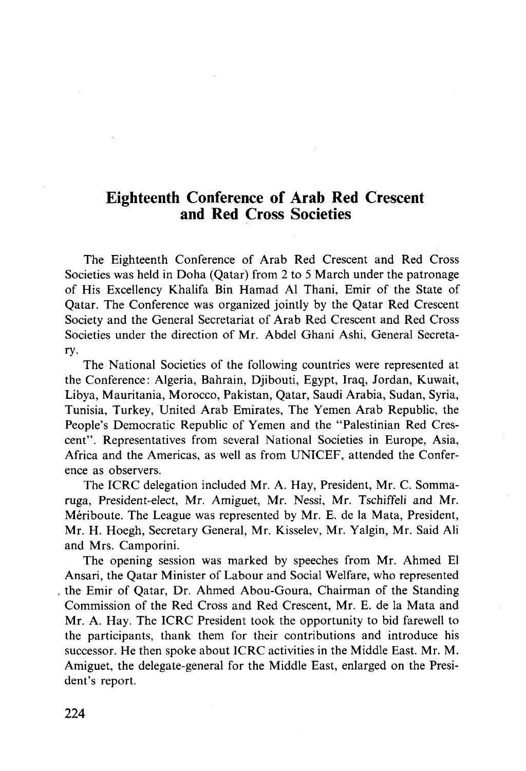# Eighteenth Conference of Arab Red Crescent and Red Cross Societies

The Eighteenth Conference of Arab Red Crescent and Red Cross Societies was held in Doha (Qatar) from 2 to 5 March under the patronage of His Excellency Khalifa Bin Hamad Al Thani, Emir of the State of Qatar. The Conference was organized jointly by the Qatar Red Crescent Society and the General Secretariat of Arab Red Crescent and Red Cross Societies under the direction of Mr. Abdel Ghani Ashi, General Secretary.

The National Societies of the following countries were represented at the Conference: Algeria, Bahrain, Djibouti, Egypt, Iraq, Jordan, Kuwait, Libya, Mauritania, Morocco, Pakistan, Qatar, Saudi Arabia, Sudan, Syria, Tunisia, Turkey, United Arab Emirates, The Yemen Arab Republic, the People's Democratic Republic of Yemen and the "Palestinian Red Crescent". Representatives from several National Societies in Europe, Asia, Africa and the Americas, as well as from UNICEF, attended the Conference as observers.

The ICRC delegation included Mr. A. Hay, President, Mr. C. Sommaruga, President-elect, Mr. Amiguet, Mr. Nessi, Mr. Tschiffeli and Mr. Mériboute. The League was represented by Mr. E. de la Mata, President, Mr. H. Hoegh, Secretary General, Mr. Kisselev, Mr. Yalgin, Mr. Said Ali and Mrs. Camporini.

The opening session was marked by speeches from Mr. Ahmed El Ansari, the Qatar Minister of Labour and Social Welfare, who represented the Emir of Qatar, Dr. Ahmed Abou-Goura, Chairman of the Standing Commission of the Red Cross and Red Crescent, Mr. E. de la Mata and Mr. A. Hay. The ICRC President took the opportunity to bid farewell to the participants, thank them for their contributions and introduce his successor. He then spoke about ICRC activities in the Middle East. Mr. M. Amiguet, the delegate-general for the Middle East, enlarged on the President's report.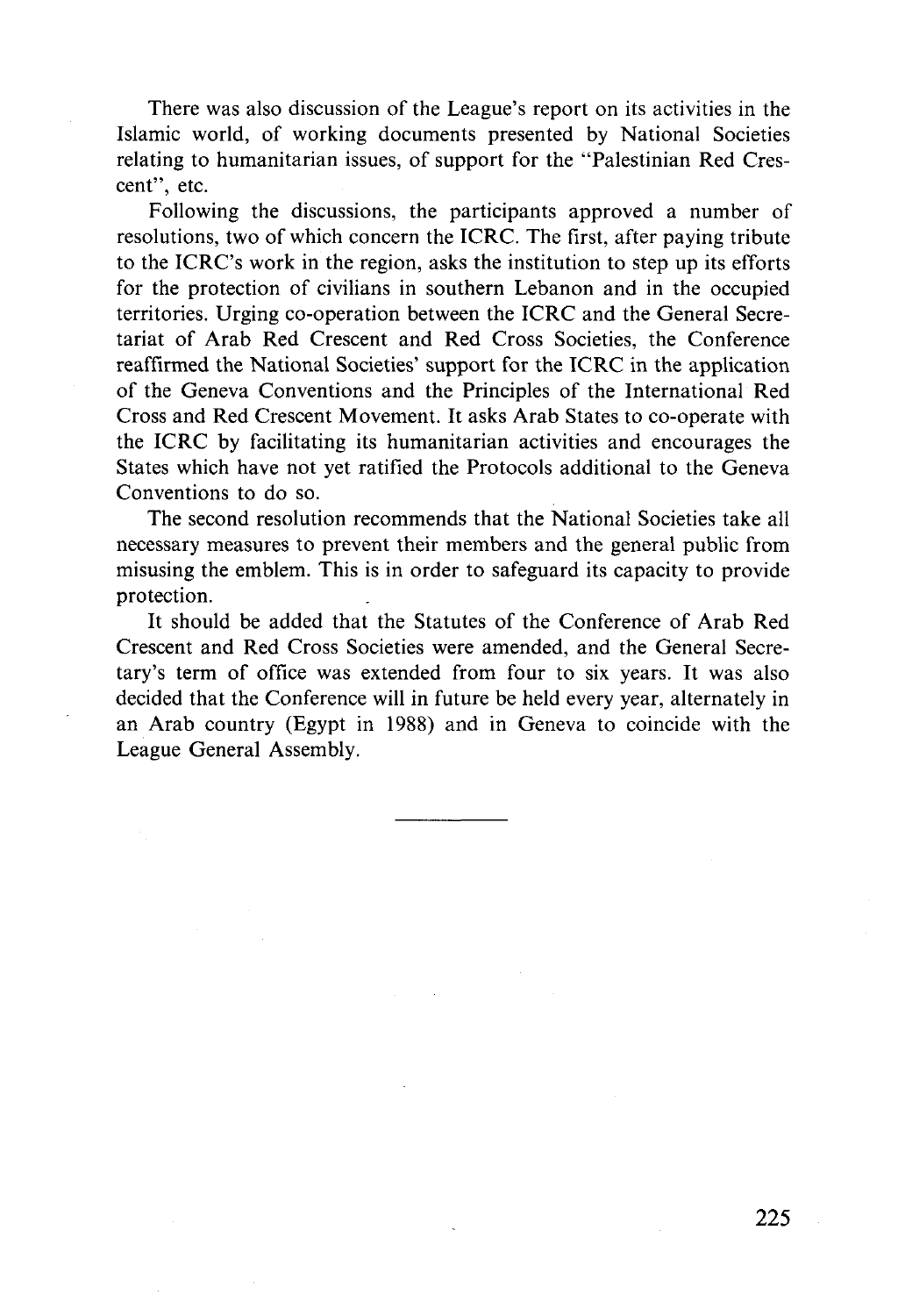There was also discussion of the League's report on its activities in the Islamic world, of working documents presented by National Societies relating to humanitarian issues, of support for the "Palestinian Red Crescent", etc.

Following the discussions, the participants approved a number of resolutions, two of which concern the ICRC. The first, after paying tribute to the ICRC's work in the region, asks the institution to step up its efforts for the protection of civilians in southern Lebanon and in the occupied territories. Urging co-operation between the ICRC and the General Secretariat of Arab Red Crescent and Red Cross Societies, the Conference reaffirmed the National Societies' support for the ICRC in the application of the Geneva Conventions and the Principles of the International Red Cross and Red Crescent Movement. It asks Arab States to co-operate with the ICRC by facilitating its humanitarian activities and encourages the States which have not yet ratified the Protocols additional to the Geneva Conventions to do so.

The second resolution recommends that the National Societies take all necessary measures to prevent their members and the general public from misusing the emblem. This is in order to safeguard its capacity to provide protection.

It should be added that the Statutes of the Conference of Arab Red Crescent and Red Cross Societies were amended, and the General Secretary's term of office was extended from four to six years. It was also decided that the Conference will in future be held every year, alternately in an Arab country (Egypt in 1988) and in Geneva to coincide with the League General Assembly.

---